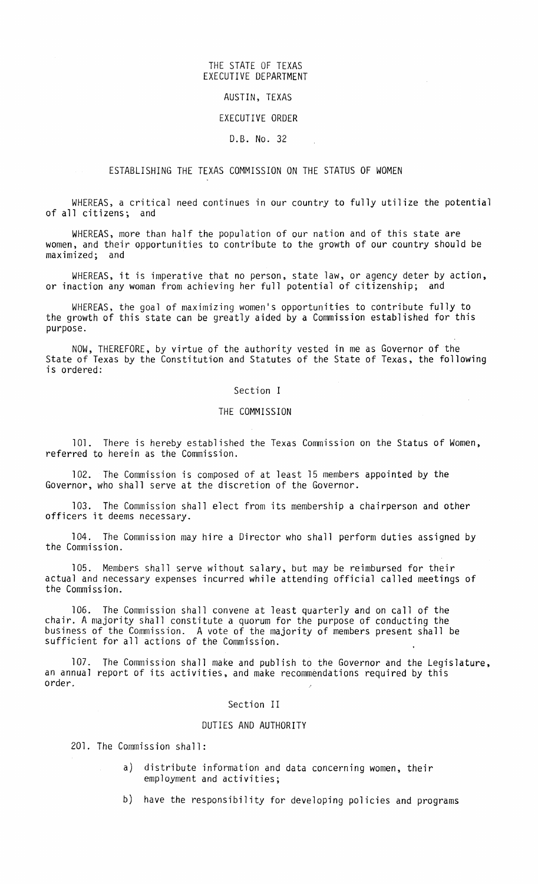THE STATE OF TEXAS
EXECUTIVE DEPARTMENT

AUSTIN, TEXAS

EXECUTIVE ORDER

D.B. No. 32

## ESTABLISHING THE TEXAS COMMISSION ON THE STATUS OF WOMEN

WHEREAS, a critical need continues in our country to fully utilize the potential of all citizens; and

WHEREAS, more than half the population of our nation and of this state are women, and their opportunities to contribute to the growth of our country should be maximized; and

WHEREAS, it is imperative that no person, state law, or agency deter by action, or inaction any woman from achieving her full potential of citizenship; and

WHEREAS, the goal of maximizing women's opportunities to contribute fully to the growth of this state can be greatly aided by a Commission established for this purpose.

NOW, THEREFORE, by virtue of the authority vested in me as Governor of the State of Texas by the Constitution and Statutes of the State of Texas, the following is ordered:

### Section I

### THE COMMISSION

101. There is hereby established the Texas Commission on the Status of Women, referred to herein as the Commission.

102. The Commission is composed of at least 15 members appointed by the Governor, who shall serve at the discretion of the Governor.

103. The Commission shall elect from its membership a chairperson and other officers it deems necessary.

104. The Commission may hire a Director who shall perform duties assigned by the Commission.

105. Members shall serve without salary, but may be reimbursed for their actual and necessary expenses incurred while attending official called meetings of the Commission.

106. The Commission shall convene at least quarterly and on call of the chair. A majority shall constitute a quorum for the purpose of conducting the business of the Commission. A vote of the majority of members present shall be sufficient for all actions of the Commission.

107. The Commission shall make and publish to the Governor and the Legislature, an annual report of its activities, and make recommendations required by this order.

### Section II

### DUTIES AND AUTHORITY

201. The Commission shall:

a) distribute information and data concerning women, their employment and activities;

b) have the responsibility for developing policies and programs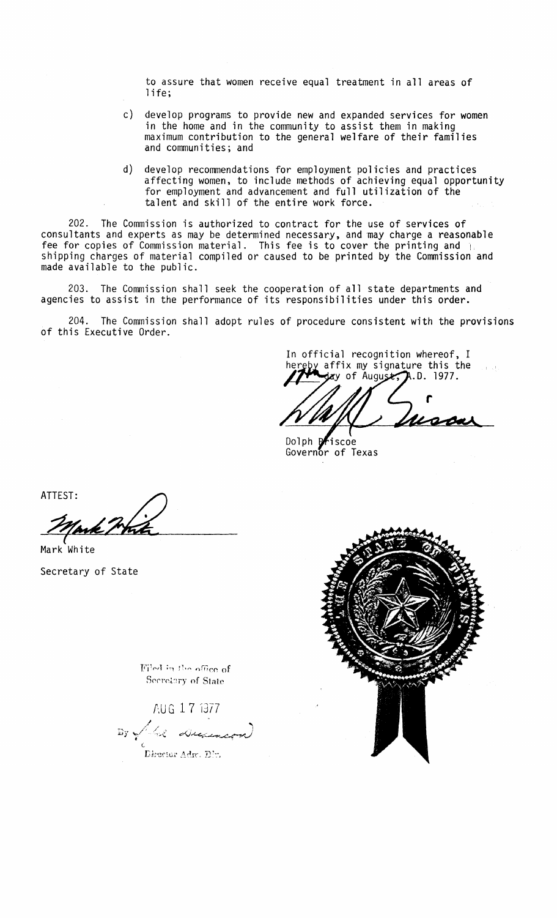to assure that women receive equal treatment in all areas of life;

c) develop programs to provide new and expanded services for women in the home and in the community to assist them in making maximum contribution to the general welfare of their families and communities; and

d) develop recommendations for employment policies and practices affecting women, to include methods of achieving equal opportunity for employment and advancement and full utilization of the talent and skill of the entire work force.

202. The Commission is authorized to contract for the use of services of consultants and experts as may be determined necessary, and may charge a reasonable fee for copies of Commission material. This fee is to cover the printing and shipping charges of material compiled or caused to be printed by the Commission and made available to the public.

203. The Commission shall seek the cooperation of all state departments and agencies to assist in the performance of its responsibilities under this order.

204. The Commission shall adopt rules of procedure consistent with the provisions of this Executive Order.

In official recognition whereof, I hereby affix my signature this the 17th day of August, A.D. 1977.

Dolph Briscoe
Governor of Texas

ATTEST:

Mark White
Secretary of State

Filed in the office of
Secretary of State

AUG 17 1977

By
Director Adm. Div.